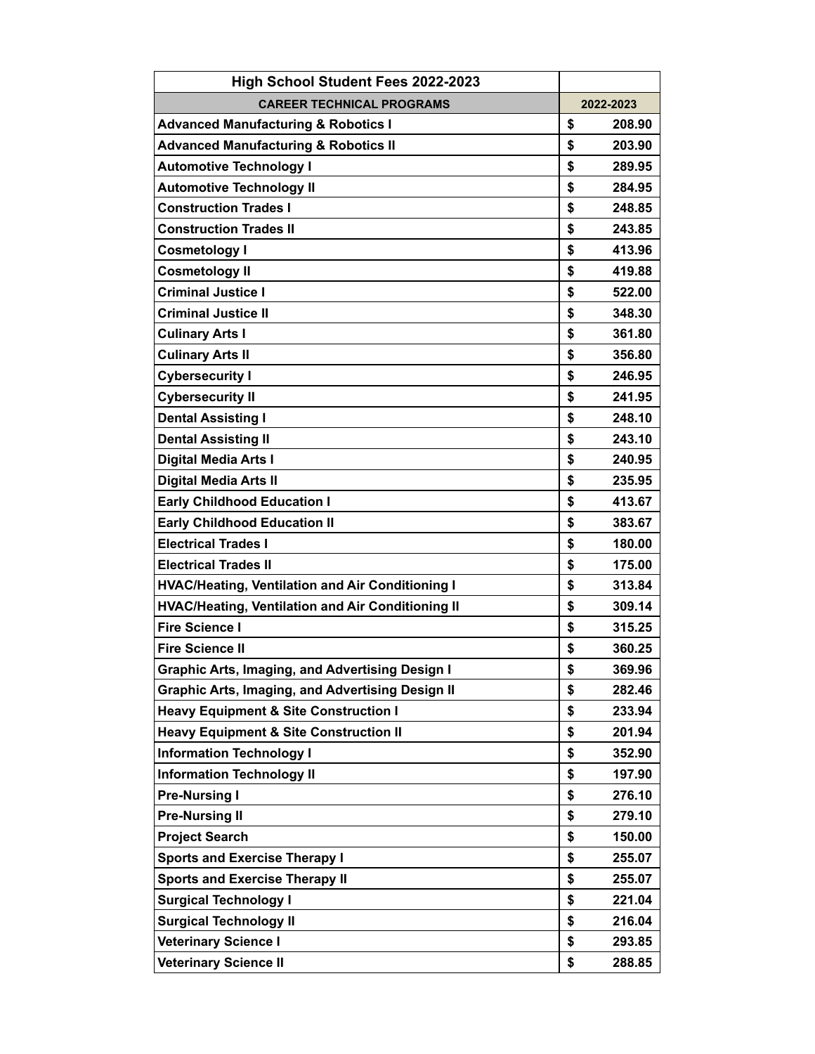| High School Student Fees 2022-2023 | |
|---|---|
| **CAREER TECHNICAL PROGRAMS** | **2022-2023** |
| **Advanced Manufacturing & Robotics I** | $ 208.90 |
| **Advanced Manufacturing & Robotics II** | $ 203.90 |
| **Automotive Technology I** | $ 289.95 |
| **Automotive Technology II** | $ 284.95 |
| **Construction Trades I** | $ 248.85 |
| **Construction Trades II** | $ 243.85 |
| **Cosmetology I** | $ 413.96 |
| **Cosmetology II** | $ 419.88 |
| **Criminal Justice I** | $ 522.00 |
| **Criminal Justice II** | $ 348.30 |
| **Culinary Arts I** | $ 361.80 |
| **Culinary Arts II** | $ 356.80 |
| **Cybersecurity I** | $ 246.95 |
| **Cybersecurity II** | $ 241.95 |
| **Dental Assisting I** | $ 248.10 |
| **Dental Assisting II** | $ 243.10 |
| **Digital Media Arts I** | $ 240.95 |
| **Digital Media Arts II** | $ 235.95 |
| **Early Childhood Education I** | $ 413.67 |
| **Early Childhood Education II** | $ 383.67 |
| **Electrical Trades I** | $ 180.00 |
| **Electrical Trades II** | $ 175.00 |
| **HVAC/Heating, Ventilation and Air Conditioning I** | $ 313.84 |
| **HVAC/Heating, Ventilation and Air Conditioning II** | $ 309.14 |
| **Fire Science I** | $ 315.25 |
| **Fire Science II** | $ 360.25 |
| **Graphic Arts, Imaging, and Advertising Design I** | $ 369.96 |
| **Graphic Arts, Imaging, and Advertising Design II** | $ 282.46 |
| **Heavy Equipment & Site Construction I** | $ 233.94 |
| **Heavy Equipment & Site Construction II** | $ 201.94 |
| **Information Technology I** | $ 352.90 |
| **Information Technology II** | $ 197.90 |
| **Pre-Nursing I** | $ 276.10 |
| **Pre-Nursing II** | $ 279.10 |
| **Project Search** | $ 150.00 |
| **Sports and Exercise Therapy I** | $ 255.07 |
| **Sports and Exercise Therapy II** | $ 255.07 |
| **Surgical Technology I** | $ 221.04 |
| **Surgical Technology II** | $ 216.04 |
| **Veterinary Science I** | $ 293.85 |
| **Veterinary Science II** | $ 288.85 |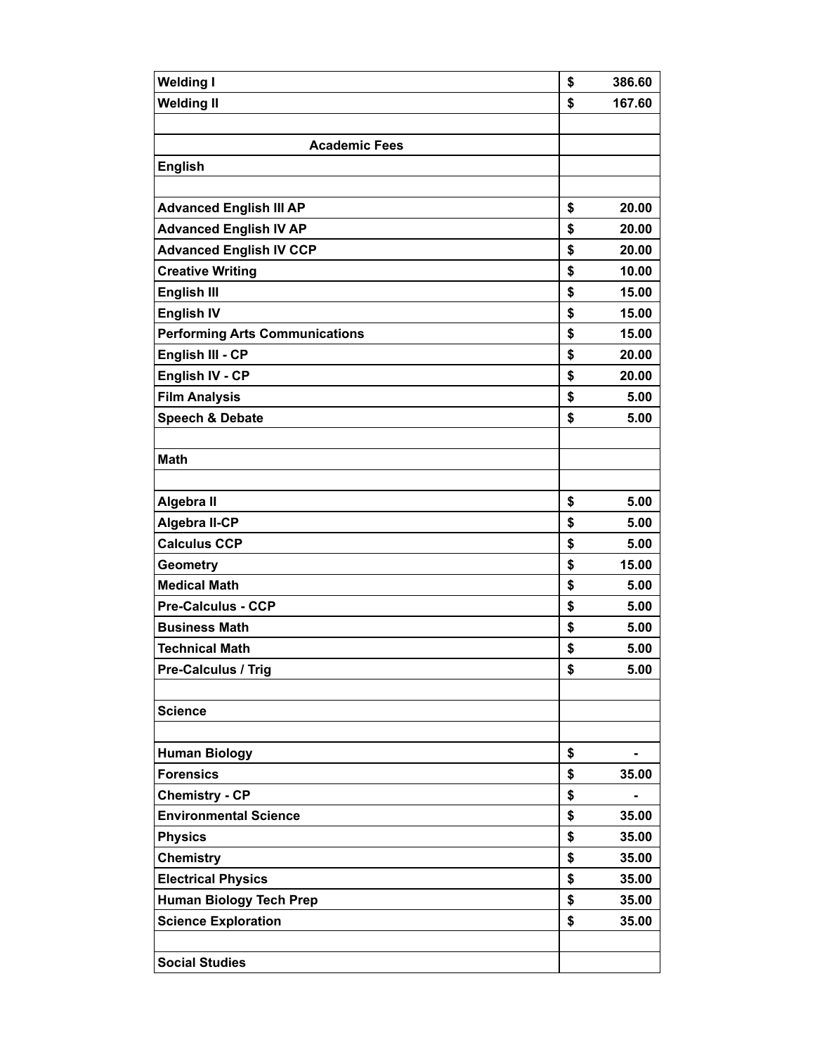| Welding I | $ 386.60 |
|---|---|
| Welding II | $ 167.60 |
| | |
| **Academic Fees** | |
| **English** | |
| | |
| Advanced English III AP | $ 20.00 |
| Advanced English IV AP | $ 20.00 |
| Advanced English IV CCP | $ 20.00 |
| Creative Writing | $ 10.00 |
| English III | $ 15.00 |
| English IV | $ 15.00 |
| Performing Arts Communications | $ 15.00 |
| English III - CP | $ 20.00 |
| English IV - CP | $ 20.00 |
| Film Analysis | $ 5.00 |
| Speech & Debate | $ 5.00 |
| | |
| **Math** | |
| | |
| Algebra II | $ 5.00 |
| Algebra II-CP | $ 5.00 |
| Calculus CCP | $ 5.00 |
| Geometry | $ 15.00 |
| Medical Math | $ 5.00 |
| Pre-Calculus - CCP | $ 5.00 |
| Business Math | $ 5.00 |
| Technical Math | $ 5.00 |
| Pre-Calculus / Trig | $ 5.00 |
| | |
| **Science** | |
| | |
| Human Biology | $ - |
| Forensics | $ 35.00 |
| Chemistry - CP | $ - |
| Environmental Science | $ 35.00 |
| Physics | $ 35.00 |
| Chemistry | $ 35.00 |
| Electrical Physics | $ 35.00 |
| Human Biology Tech Prep | $ 35.00 |
| Science Exploration | $ 35.00 |
| | |
| **Social Studies** | |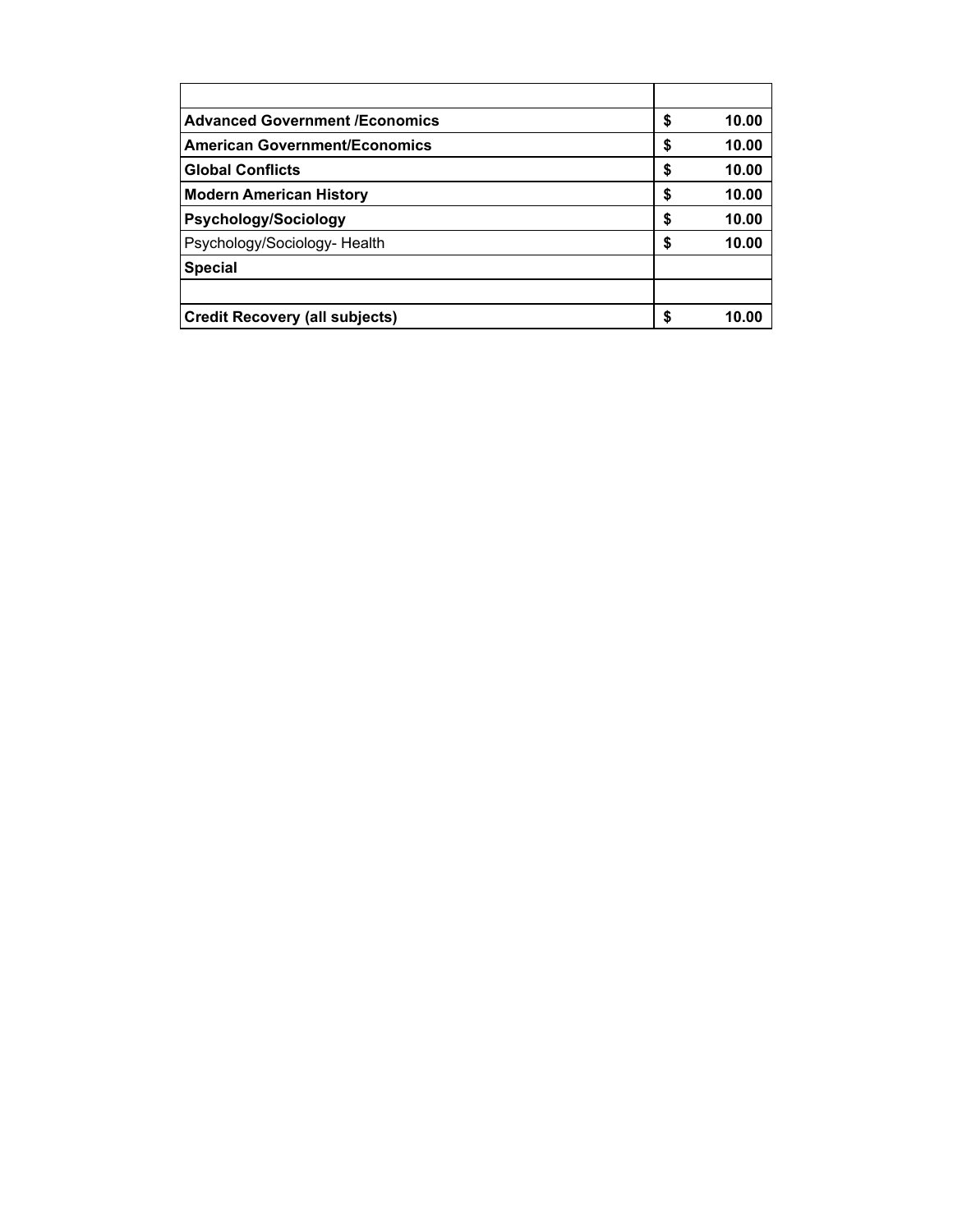| | |
|---|---|
| **Advanced Government /Economics** | **$ 10.00** |
| **American Government/Economics** | **$ 10.00** |
| **Global Conflicts** | **$ 10.00** |
| **Modern American History** | **$ 10.00** |
| **Psychology/Sociology** | **$ 10.00** |
| Psychology/Sociology- Health | **$ 10.00** |
| **Special** | |
| | |
| **Credit Recovery (all subjects)** | **$ 10.00** |